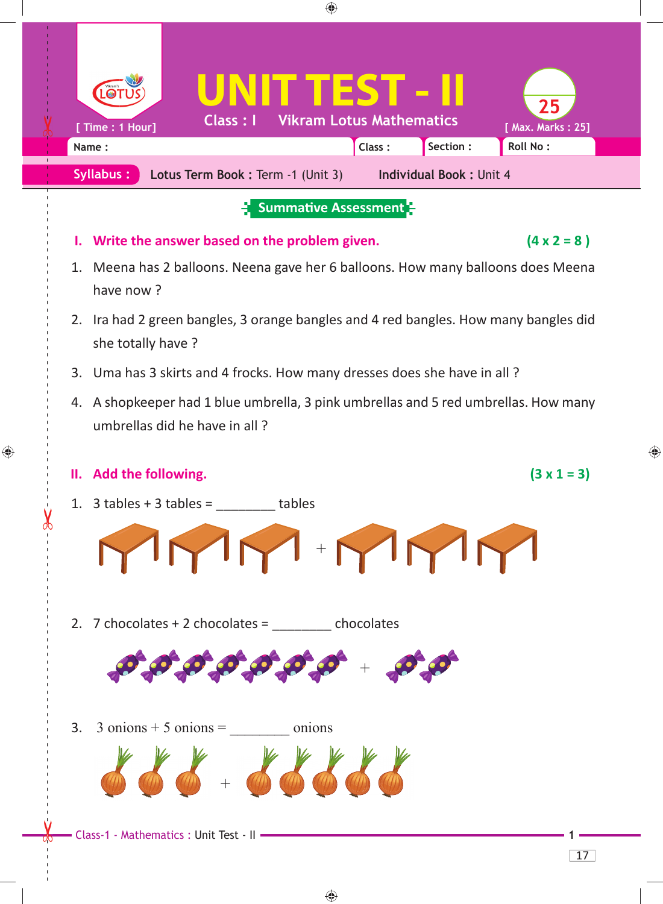# UNIT TEST - II

Class : I Vikram Lotus Mathematics

[ Time : 1 Hour] [ Max. Marks : 25]

| Name : | Class : | Section : | Roll No : |
|---|---|---|---|

**Syllabus :** **Lotus Term Book :** Term -1 (Unit 3) **Individual Book :** Unit 4

## Summative Assessment

### I. Write the answer based on the problem given. (4 x 2 = 8 )

1. Meena has 2 balloons. Neena gave her 6 balloons. How many balloons does Meena have now ?
2. Ira had 2 green bangles, 3 orange bangles and 4 red bangles. How many bangles did she totally have ?
3. Uma has 3 skirts and 4 frocks. How many dresses does she have in all ?
4. A shopkeeper had 1 blue umbrella, 3 pink umbrellas and 5 red umbrellas. How many umbrellas did he have in all ?

### II. Add the following. (3 x 1 = 3)

1. 3 tables + 3 tables = ________ tables

   +

2. 7 chocolates + 2 chocolates = ________ chocolates

   +

3. 3 onions + 5 onions = ________ onions

   +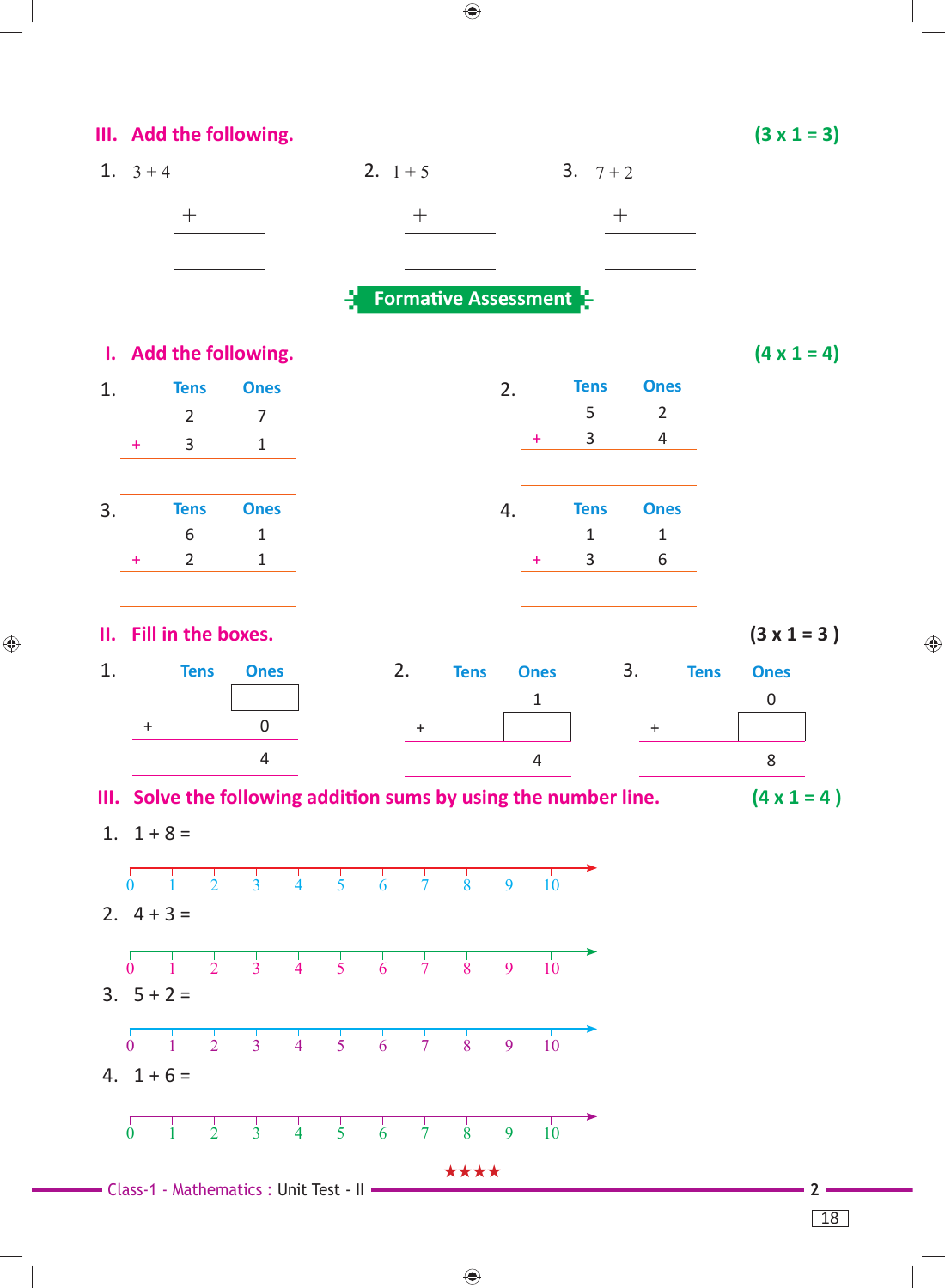## III. Add the following. (3 x 1 = 3)

1. $3 + 4$

$$\begin{array}{r} \\ + \quad \\ \hline \\ \hline \end{array}$$

2. $1 + 5$

$$\begin{array}{r} \\ + \quad \\ \hline \\ \hline \end{array}$$

3. $7 + 2$

$$\begin{array}{r} \\ + \quad \\ \hline \\ \hline \end{array}$$

## Formative Assessment

## I. Add the following. (4 x 1 = 4)

1.

| | Tens | Ones |
|---|---|---|
| | 2 | 7 |
| + | 3 | 1 |
| | | |

2.

| | Tens | Ones |
|---|---|---|
| | 5 | 2 |
| + | 3 | 4 |
| | | |

3.

| | Tens | Ones |
|---|---|---|
| | 6 | 1 |
| + | 2 | 1 |
| | | |

4.

| | Tens | Ones |
|---|---|---|
| | 1 | 1 |
| + | 3 | 6 |
| | | |

## II. Fill in the boxes. (3 x 1 = 3 )

1.

| | Tens | Ones |
|---|---|---|
| | | ☐ |
| + | | 0 |
| | | 4 |

2.

| | Tens | Ones |
|---|---|---|
| | | 1 |
| + | | ☐ |
| | | 4 |

3.

| | Tens | Ones |
|---|---|---|
| | | 0 |
| + | | ☐ |
| | | 8 |

## III. Solve the following addition sums by using the number line. (4 x 1 = 4 )

1. $1 + 8 =$

0 1 2 3 4 5 6 7 8 9 10

2. $4 + 3 =$

0 1 2 3 4 5 6 7 8 9 10

3. $5 + 2 =$

0 1 2 3 4 5 6 7 8 9 10

4. $1 + 6 =$

0 1 2 3 4 5 6 7 8 9 10

★★★★